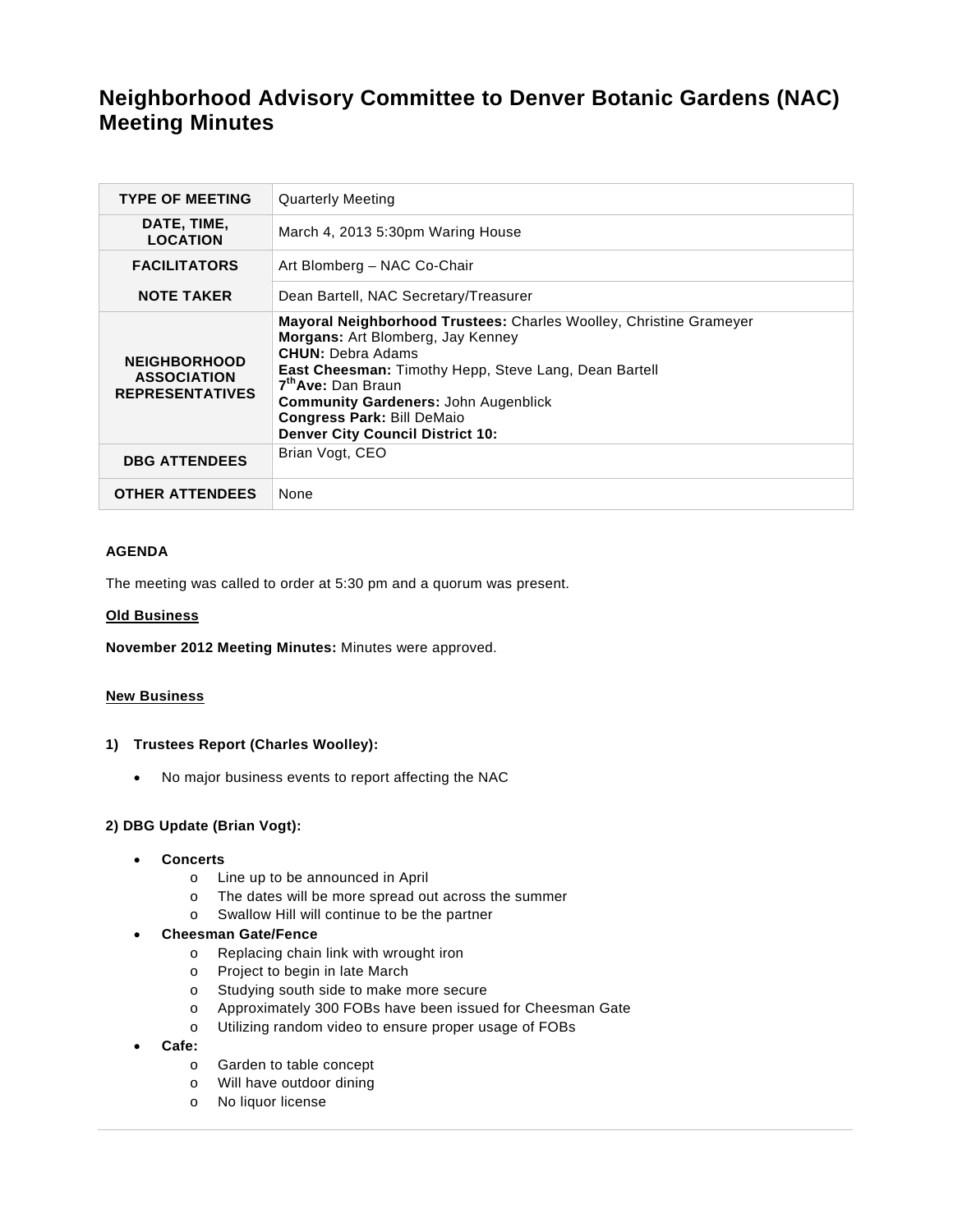# Neighborhood Advisory Committee to Denver Botanic Gardens (NAC) Meeting Minutes

| | |
|---|---|
| **TYPE OF MEETING** | Quarterly Meeting |
| **DATE, TIME, LOCATION** | March 4, 2013 5:30pm Waring House |
| **FACILITATORS** | Art Blomberg – NAC Co-Chair |
| **NOTE TAKER** | Dean Bartell, NAC Secretary/Treasurer |
| **NEIGHBORHOOD ASSOCIATION REPRESENTATIVES** | **Mayoral Neighborhood Trustees:** Charles Woolley, Christine Grameyer<br>**Morgans:** Art Blomberg, Jay Kenney<br>**CHUN:** Debra Adams<br>**East Cheesman:** Timothy Hepp, Steve Lang, Dean Bartell<br>**7th Ave:** Dan Braun<br>**Community Gardeners:** John Augenblick<br>**Congress Park:** Bill DeMaio<br>**Denver City Council District 10:** |
| **DBG ATTENDEES** | Brian Vogt, CEO |
| **OTHER ATTENDEES** | None |

**AGENDA**

The meeting was called to order at 5:30 pm and a quorum was present.

**Old Business**

**November 2012 Meeting Minutes:** Minutes were approved.

**New Business**

**1) Trustees Report (Charles Woolley):**

- No major business events to report affecting the NAC

**2) DBG Update (Brian Vogt):**

- **Concerts**
  - Line up to be announced in April
  - The dates will be more spread out across the summer
  - Swallow Hill will continue to be the partner
- **Cheesman Gate/Fence**
  - Replacing chain link with wrought iron
  - Project to begin in late March
  - Studying south side to make more secure
  - Approximately 300 FOBs have been issued for Cheesman Gate
  - Utilizing random video to ensure proper usage of FOBs
- **Cafe:**
  - Garden to table concept
  - Will have outdoor dining
  - No liquor license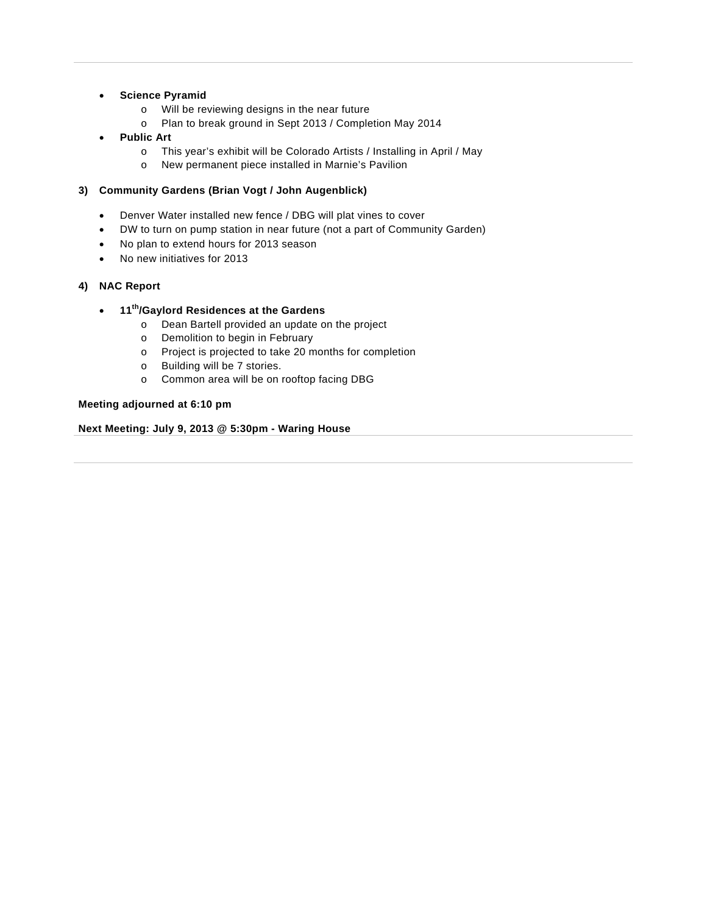- **Science Pyramid**
  - Will be reviewing designs in the near future
  - Plan to break ground in Sept 2013 / Completion May 2014
- **Public Art**
  - This year's exhibit will be Colorado Artists / Installing in April / May
  - New permanent piece installed in Marnie's Pavilion

**3) Community Gardens (Brian Vogt / John Augenblick)**

- Denver Water installed new fence / DBG will plat vines to cover
- DW to turn on pump station in near future (not a part of Community Garden)
- No plan to extend hours for 2013 season
- No new initiatives for 2013

**4) NAC Report**

- **11th/Gaylord Residences at the Gardens**
  - Dean Bartell provided an update on the project
  - Demolition to begin in February
  - Project is projected to take 20 months for completion
  - Building will be 7 stories.
  - Common area will be on rooftop facing DBG

**Meeting adjourned at 6:10 pm**

**Next Meeting: July 9, 2013 @ 5:30pm - Waring House**